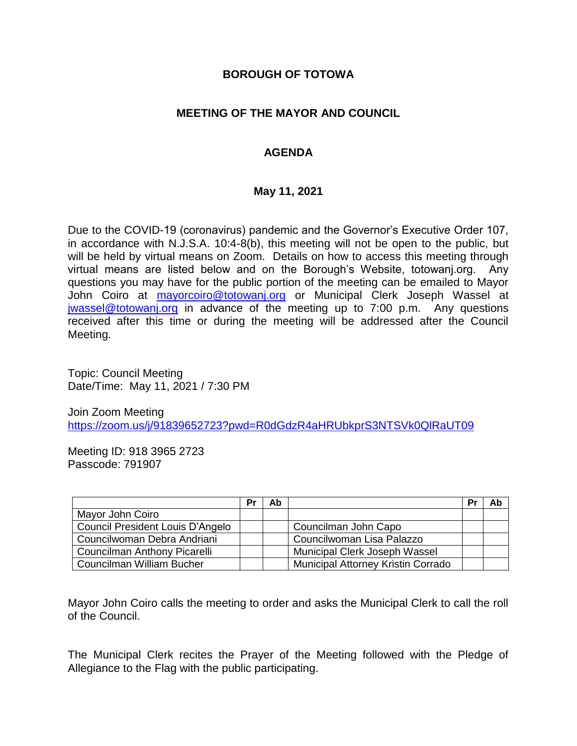**BOROUGH OF TOTOWA**

**MEETING OF THE MAYOR AND COUNCIL**

**AGENDA**

**May 11, 2021**

Due to the COVID-19 (coronavirus) pandemic and the Governor's Executive Order 107, in accordance with N.J.S.A. 10:4-8(b), this meeting will not be open to the public, but will be held by virtual means on Zoom. Details on how to access this meeting through virtual means are listed below and on the Borough's Website, totowanj.org. Any questions you may have for the public portion of the meeting can be emailed to Mayor John Coiro at mayorcoiro@totowanj.org or Municipal Clerk Joseph Wassel at jwassel@totowanj.org in advance of the meeting up to 7:00 p.m. Any questions received after this time or during the meeting will be addressed after the Council Meeting.

Topic: Council Meeting
Date/Time: May 11, 2021 / 7:30 PM

Join Zoom Meeting
https://zoom.us/j/91839652723?pwd=R0dGdzR4aHRUbkprS3NTSVk0QlRaUT09

Meeting ID: 918 3965 2723
Passcode: 791907

| | Pr | Ab | | Pr | Ab |
|---|---|---|---|---|---|
| Mayor John Coiro | | | | | |
| Council President Louis D'Angelo | | | Councilman John Capo | | |
| Councilwoman Debra Andriani | | | Councilwoman Lisa Palazzo | | |
| Councilman Anthony Picarelli | | | Municipal Clerk Joseph Wassel | | |
| Councilman William Bucher | | | Municipal Attorney Kristin Corrado | | |

Mayor John Coiro calls the meeting to order and asks the Municipal Clerk to call the roll of the Council.

The Municipal Clerk recites the Prayer of the Meeting followed with the Pledge of Allegiance to the Flag with the public participating.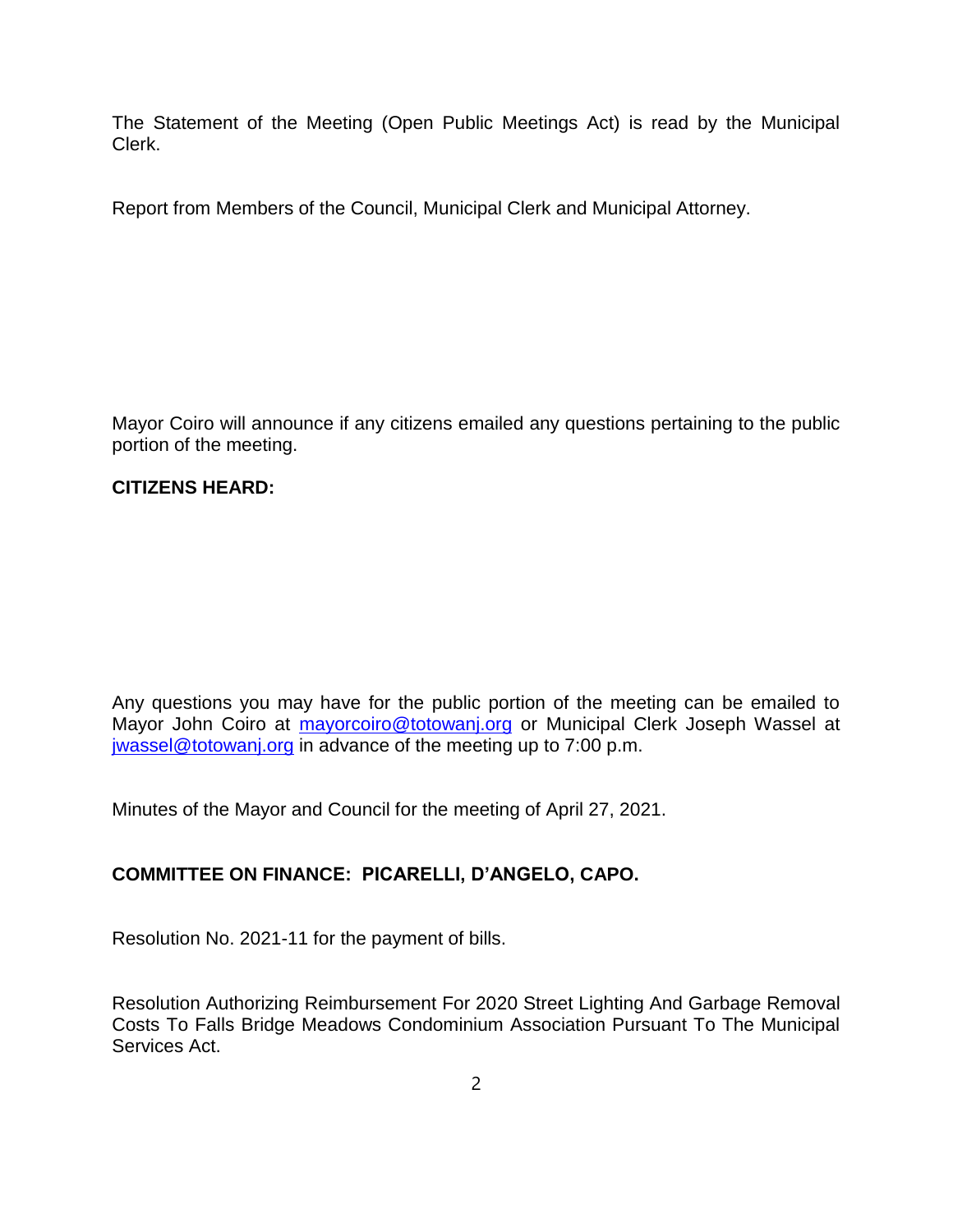The Statement of the Meeting (Open Public Meetings Act) is read by the Municipal Clerk.

Report from Members of the Council, Municipal Clerk and Municipal Attorney.

Mayor Coiro will announce if any citizens emailed any questions pertaining to the public portion of the meeting.

**CITIZENS HEARD:**

Any questions you may have for the public portion of the meeting can be emailed to Mayor John Coiro at mayorcoiro@totowanj.org or Municipal Clerk Joseph Wassel at jwassel@totowanj.org in advance of the meeting up to 7:00 p.m.

Minutes of the Mayor and Council for the meeting of April 27, 2021.

**COMMITTEE ON FINANCE: PICARELLI, D'ANGELO, CAPO.**

Resolution No. 2021-11 for the payment of bills.

Resolution Authorizing Reimbursement For 2020 Street Lighting And Garbage Removal Costs To Falls Bridge Meadows Condominium Association Pursuant To The Municipal Services Act.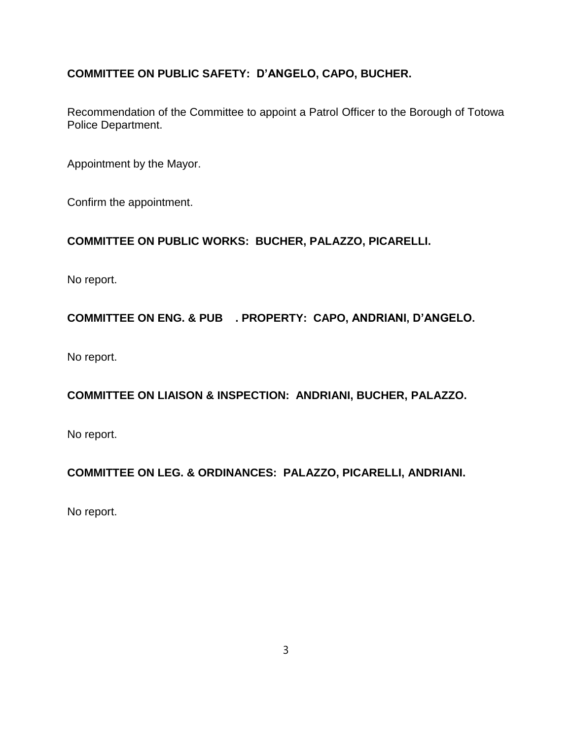**COMMITTEE ON PUBLIC SAFETY: D'ANGELO, CAPO, BUCHER.**

Recommendation of the Committee to appoint a Patrol Officer to the Borough of Totowa Police Department.

Appointment by the Mayor.

Confirm the appointment.

**COMMITTEE ON PUBLIC WORKS: BUCHER, PALAZZO, PICARELLI.**

No report.

**COMMITTEE ON ENG. & PUB . PROPERTY: CAPO, ANDRIANI, D'ANGELO.**

No report.

**COMMITTEE ON LIAISON & INSPECTION: ANDRIANI, BUCHER, PALAZZO.**

No report.

**COMMITTEE ON LEG. & ORDINANCES: PALAZZO, PICARELLI, ANDRIANI.**

No report.